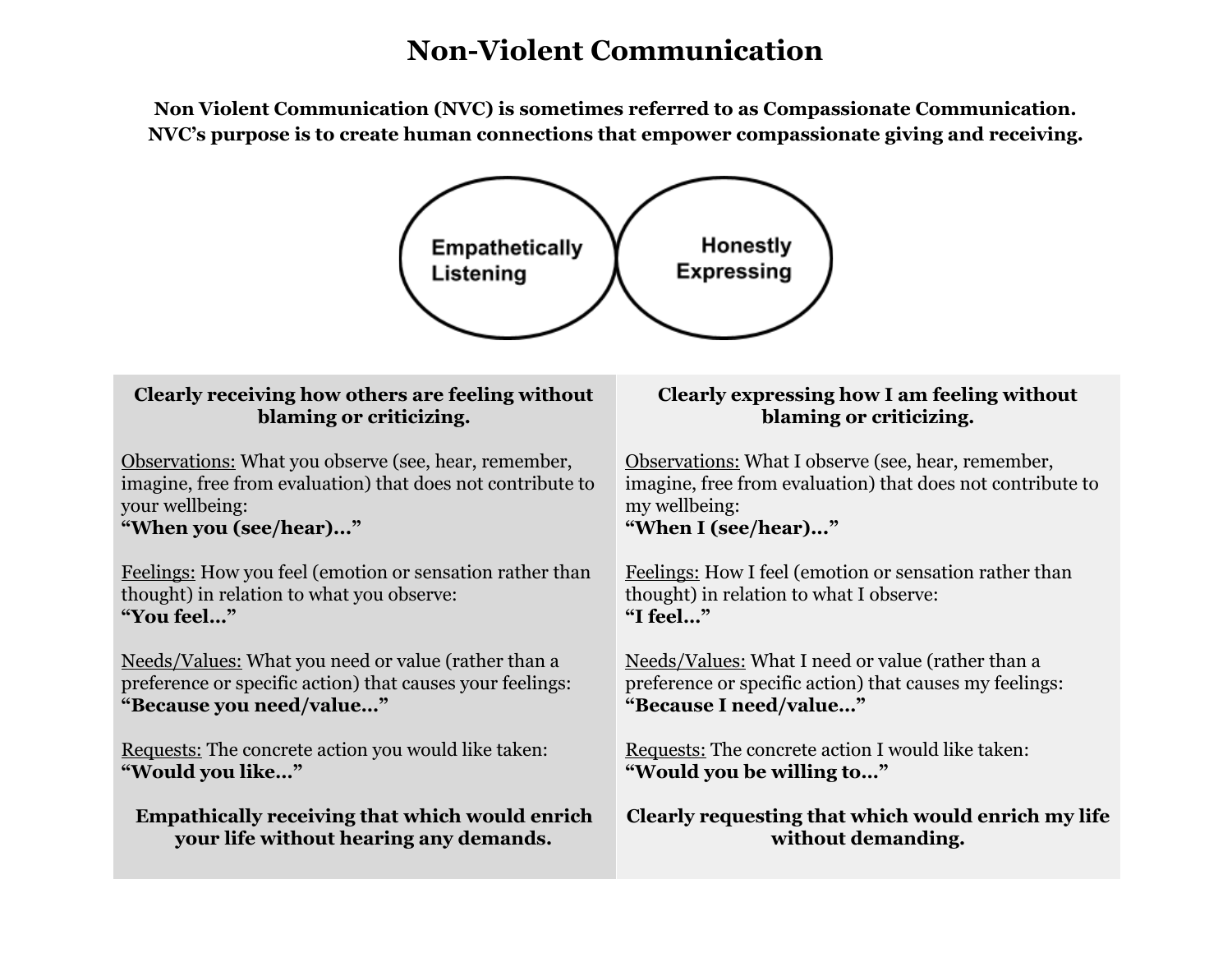# Non-Violent Communication

**Non Violent Communication (NVC) is sometimes referred to as Compassionate Communication. NVC's purpose is to create human connections that empower compassionate giving and receiving.**

Empathetically Listening | Honestly Expressing

| Empathetically Listening | Honestly Expressing |
|---|---|
| **Clearly receiving how others are feeling without blaming or criticizing.** | **Clearly expressing how I am feeling without blaming or criticizing.** |
| Observations: What you observe (see, hear, remember, imagine, free from evaluation) that does not contribute to your wellbeing: **"When you (see/hear)…"** | Observations: What I observe (see, hear, remember, imagine, free from evaluation) that does not contribute to my wellbeing: **"When I (see/hear)…"** |
| Feelings: How you feel (emotion or sensation rather than thought) in relation to what you observe: **"You feel…"** | Feelings: How I feel (emotion or sensation rather than thought) in relation to what I observe: **"I feel…"** |
| Needs/Values: What you need or value (rather than a preference or specific action) that causes your feelings: **"Because you need/value…"** | Needs/Values: What I need or value (rather than a preference or specific action) that causes my feelings: **"Because I need/value…"** |
| Requests: The concrete action you would like taken: **"Would you like…"** | Requests: The concrete action I would like taken: **"Would you be willing to…"** |
| **Empathically receiving that which would enrich your life without hearing any demands.** | **Clearly requesting that which would enrich my life without demanding.** |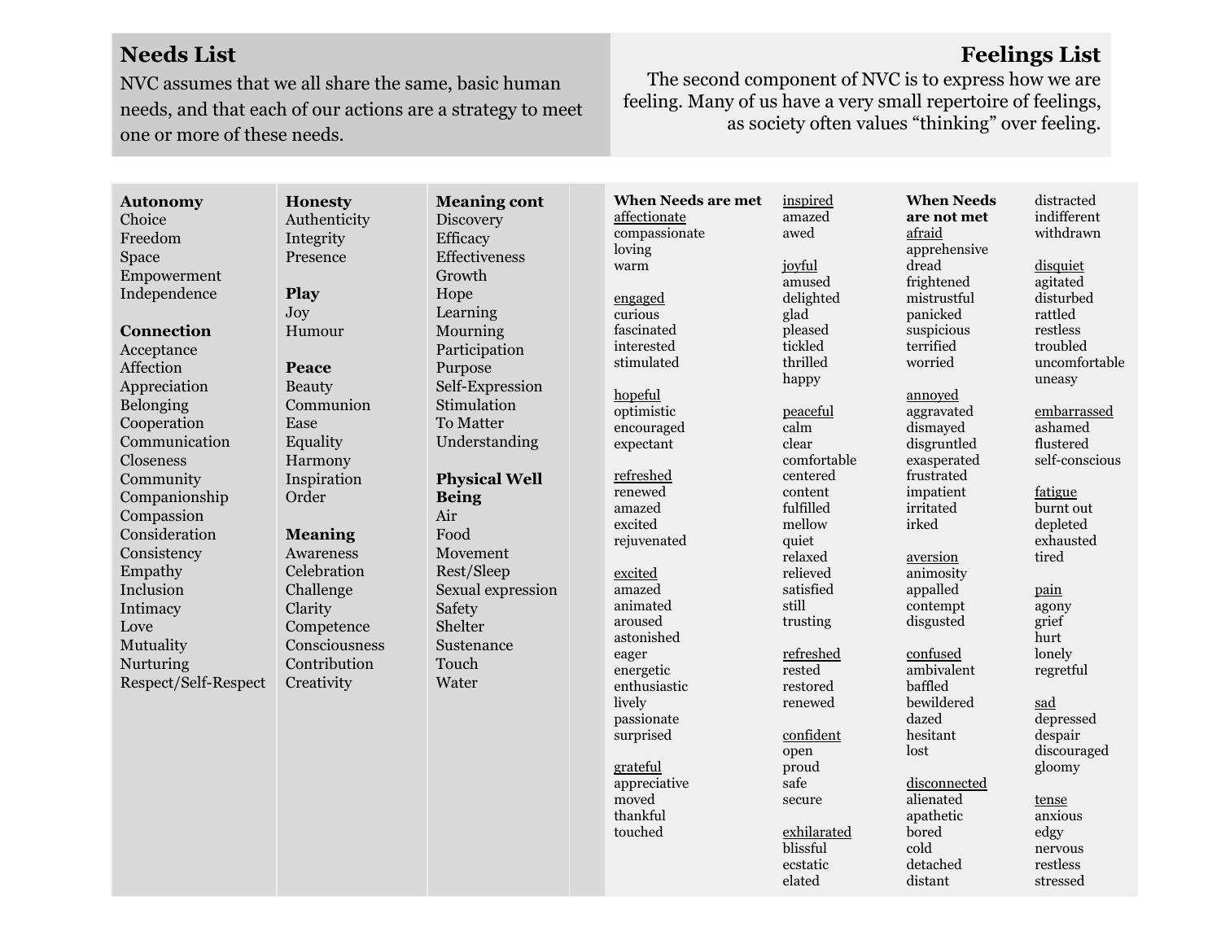## Needs List

NVC assumes that we all share the same, basic human needs, and that each of our actions are a strategy to meet one or more of these needs.

**Autonomy**
Choice
Freedom
Space
Empowerment
Independence

**Connection**
Acceptance
Affection
Appreciation
Belonging
Cooperation
Communication
Closeness
Community
Companionship
Compassion
Consideration
Consistency
Empathy
Inclusion
Intimacy
Love
Mutuality
Nurturing
Respect/Self-Respect

**Honesty**
Authenticity
Integrity
Presence

**Play**
Joy
Humour

**Peace**
Beauty
Communion
Ease
Equality
Harmony
Inspiration
Order

**Meaning**
Awareness
Celebration
Challenge
Clarity
Competence
Consciousness
Contribution
Creativity

**Meaning cont**
Discovery
Efficacy
Effectiveness
Growth
Hope
Learning
Mourning
Participation
Purpose
Self-Expression
Stimulation
To Matter
Understanding

**Physical Well Being**
Air
Food
Movement
Rest/Sleep
Sexual expression
Safety
Shelter
Sustenance
Touch
Water

## Feelings List

The second component of NVC is to express how we are feeling. Many of us have a very small repertoire of feelings, as society often values "thinking" over feeling.

**When Needs are met**

<u>affectionate</u>
compassionate
loving
warm

<u>engaged</u>
curious
fascinated
interested
stimulated

<u>hopeful</u>
optimistic
encouraged
expectant

<u>refreshed</u>
renewed
amazed
excited
rejuvenated

<u>excited</u>
amazed
animated
aroused
astonished
eager
energetic
enthusiastic
lively
passionate
surprised

<u>grateful</u>
appreciative
moved
thankful
touched

<u>inspired</u>
amazed
awed

<u>joyful</u>
amused
delighted
glad
pleased
tickled
thrilled
happy

<u>peaceful</u>
calm
clear
comfortable
centered
content
fulfilled
mellow
quiet
relaxed
relieved
satisfied
still
trusting

<u>refreshed</u>
rested
restored
renewed

<u>confident</u>
open
proud
safe
secure

<u>exhilarated</u>
blissful
ecstatic
elated

**When Needs are not met**

<u>afraid</u>
apprehensive
dread
frightened
mistrustful
panicked
suspicious
terrified
worried

<u>annoyed</u>
aggravated
dismayed
disgruntled
exasperated
frustrated
impatient
irritated
irked

<u>aversion</u>
animosity
appalled
contempt
disgusted

<u>confused</u>
ambivalent
baffled
bewildered
dazed
hesitant
lost

<u>disconnected</u>
alienated
apathetic
bored
cold
detached
distant
distracted
indifferent
withdrawn

<u>disquiet</u>
agitated
disturbed
rattled
restless
troubled
uncomfortable
uneasy

<u>embarrassed</u>
ashamed
flustered
self-conscious

<u>fatigue</u>
burnt out
depleted
exhausted
tired

<u>pain</u>
agony
grief
hurt
lonely
regretful

<u>sad</u>
depressed
despair
discouraged
gloomy

<u>tense</u>
anxious
edgy
nervous
restless
stressed